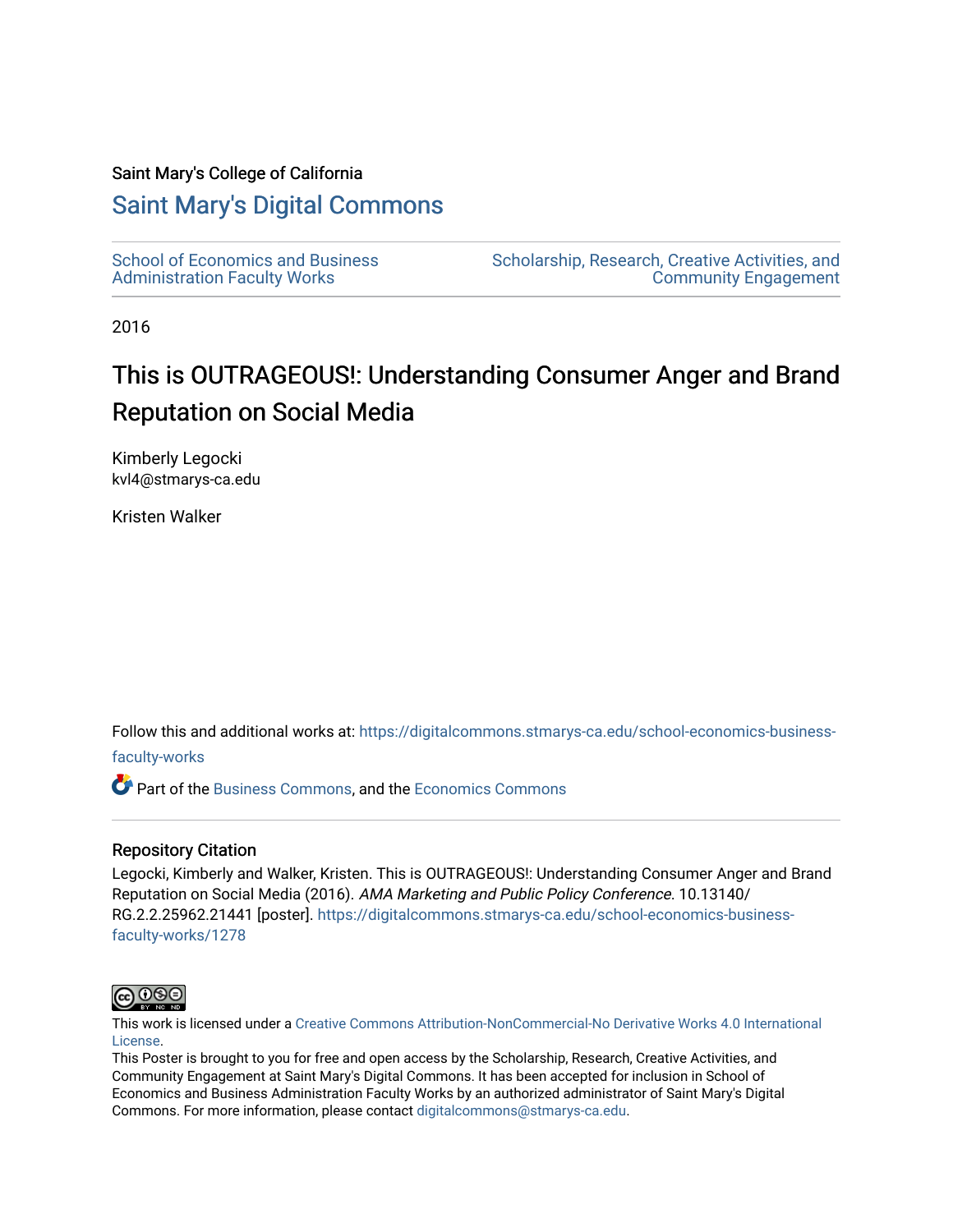Saint Mary's College of California

## Saint Mary's Digital Commons

School of Economics and Business Administration Faculty Works

Scholarship, Research, Creative Activities, and Community Engagement

2016

# This is OUTRAGEOUS!: Understanding Consumer Anger and Brand Reputation on Social Media

Kimberly Legocki
kvl4@stmarys-ca.edu

Kristen Walker

Follow this and additional works at: https://digitalcommons.stmarys-ca.edu/school-economics-business-faculty-works

Part of the Business Commons, and the Economics Commons

### Repository Citation

Legocki, Kimberly and Walker, Kristen. This is OUTRAGEOUS!: Understanding Consumer Anger and Brand Reputation on Social Media (2016). *AMA Marketing and Public Policy Conference*. 10.13140/RG.2.2.25962.21441 [poster]. https://digitalcommons.stmarys-ca.edu/school-economics-business-faculty-works/1278

This work is licensed under a Creative Commons Attribution-NonCommercial-No Derivative Works 4.0 International License.

This Poster is brought to you for free and open access by the Scholarship, Research, Creative Activities, and Community Engagement at Saint Mary's Digital Commons. It has been accepted for inclusion in School of Economics and Business Administration Faculty Works by an authorized administrator of Saint Mary's Digital Commons. For more information, please contact digitalcommons@stmarys-ca.edu.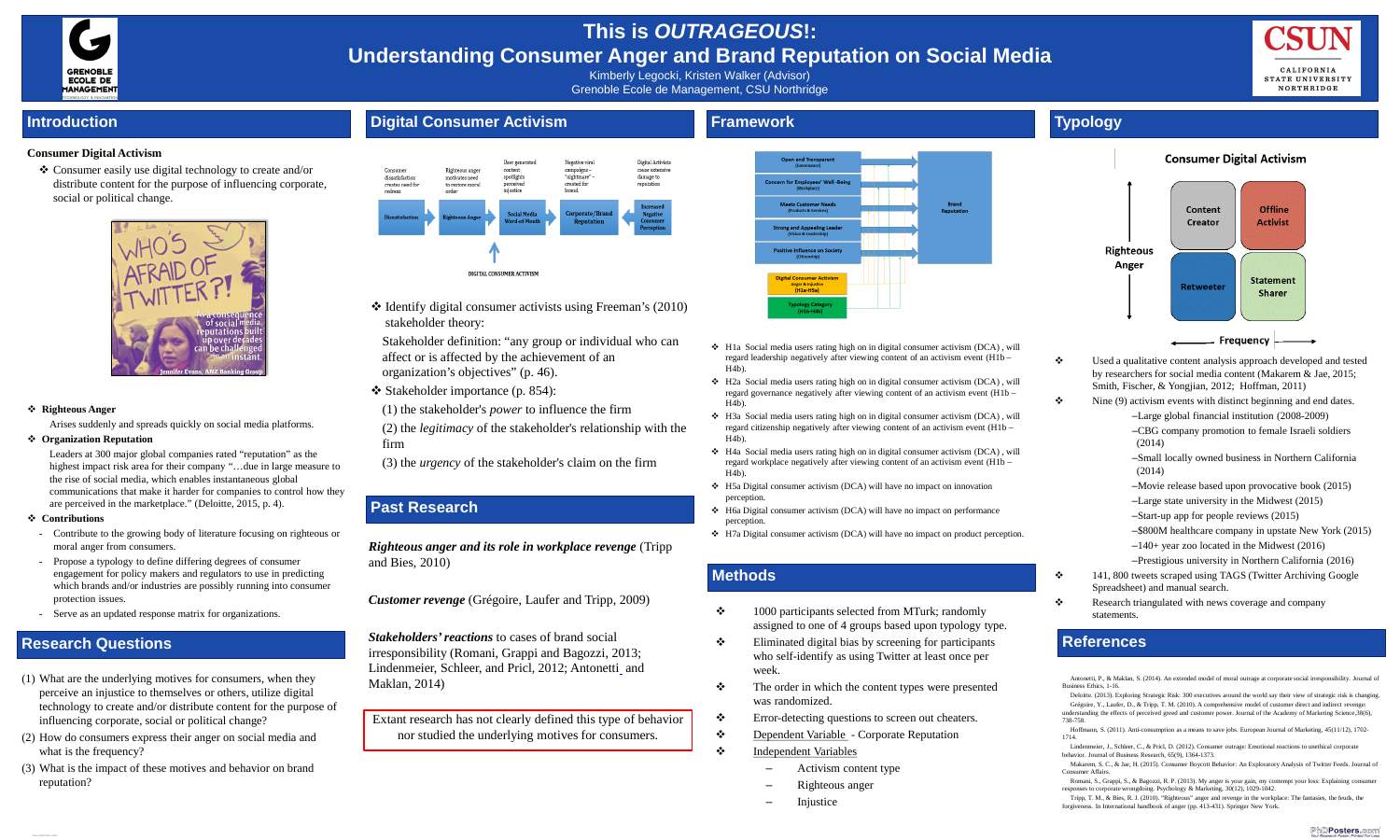# This is *OUTRAGEOUS*!: Understanding Consumer Anger and Brand Reputation on Social Media

Kimberly Legocki, Kristen Walker (Advisor)
Grenoble Ecole de Management, CSU Northridge

## Introduction

**Consumer Digital Activism**

- Consumer easily use digital technology to create and/or distribute content for the purpose of influencing corporate, social or political change.

WHO'S AFRAID OF TWITTER?!
As a consequence of social media, reputations built up over decades can be challenged in an instant.
Jennifer Evans, ANZ Banking Group

- **Righteous Anger**

  Arises suddenly and spreads quickly on social media platforms.

- **Organization Reputation**

  Leaders at 300 major global companies rated "reputation" as the highest impact risk area for their company "…due in large measure to the rise of social media, which enables instantaneous global communications that make it harder for companies to control how they are perceived in the marketplace." (Deloitte, 2015, p. 4).

- **Contributions**
  - Contribute to the growing body of literature focusing on righteous or moral anger from consumers.
  - Propose a typology to define differing degrees of consumer engagement for policy makers and regulators to use in predicting which brands and/or industries are possibly running into consumer protection issues.
  - Serve as an updated response matrix for organizations.

## Research Questions

(1) What are the underlying motives for consumers, when they perceive an injustice to themselves or others, utilize digital technology to create and/or distribute content for the purpose of influencing corporate, social or political change?

(2) How do consumers express their anger on social media and what is the frequency?

(3) What is the impact of these motives and behavior on brand reputation?

## Digital Consumer Activism

Consumer dissatisfaction creates need for redress
Righteous anger motivates need to restore moral order
User generated content spotlights perceived injustice
Negative viral campaigns – "nightmare" – created for brand.
Digital Activists cause extensive damage to reputation

Dissatisfaction → Righteous Anger → Social Media Word-of-Mouth → Corporate/Brand Reputation → Increased Negative Consumer Perception

DIGITAL CONSUMER ACTIVISM

- Identify digital consumer activists using Freeman's (2010) stakeholder theory:

  Stakeholder definition: "any group or individual who can affect or is affected by the achievement of an organization's objectives" (p. 46).

- Stakeholder importance (p. 854):

  (1) the stakeholder's *power* to influence the firm

  (2) the *legitimacy* of the stakeholder's relationship with the firm

  (3) the *urgency* of the stakeholder's claim on the firm

## Past Research

***Righteous anger and its role in workplace revenge*** (Tripp and Bies, 2010)

***Customer revenge*** (Grégoire, Laufer and Tripp, 2009)

***Stakeholders' reactions*** to cases of brand social irresponsibility (Romani, Grappi and Bagozzi, 2013; Lindenmeier, Schleer, and Pricl, 2012; Antonetti and Maklan, 2014)

Extant research has not clearly defined this type of behavior nor studied the underlying motives for consumers.

## Framework

Open and Transparent (Governance)
Concern for Employees' Well-Being (Workplace)
Meets Customer Needs (Products & Services)
Strong and Appealing Leader (Vision & Leadership)
Positive Influence on Society (Citizenship)
Brand Reputation
Digital Consumer Activism Anger & Injustice (H1a-H5a)
Typology Category (H1b-H4b)

- H1a Social media users rating high on in digital consumer activism (DCA) , will regard leadership negatively after viewing content of an activism event (H1b – H4b).
- H2a Social media users rating high on in digital consumer activism (DCA) , will regard governance negatively after viewing content of an activism event (H1b – H4b).
- H3a Social media users rating high on in digital consumer activism (DCA) , will regard citizenship negatively after viewing content of an activism event (H1b – H4b).
- H4a Social media users rating high on in digital consumer activism (DCA) , will regard workplace negatively after viewing content of an activism event (H1b – H4b).
- H5a Digital consumer activism (DCA) will have no impact on innovation perception.
- H6a Digital consumer activism (DCA) will have no impact on performance perception.
- H7a Digital consumer activism (DCA) will have no impact on product perception.

## Methods

- 1000 participants selected from MTurk; randomly assigned to one of 4 groups based upon typology type.
- Eliminated digital bias by screening for participants who self-identify as using Twitter at least once per week.
- The order in which the content types were presented was randomized.
- Error-detecting questions to screen out cheaters.
- Dependent Variable - Corporate Reputation
- Independent Variables
  - Activism content type
  - Righteous anger
  - Injustice

## Typology

Consumer Digital Activism

Righteous Anger
Frequency
Content Creator
Offline Activist
Retweeter
Statement Sharer

- Used a qualitative content analysis approach developed and tested by researchers for social media content (Makarem & Jae, 2015; Smith, Fischer, & Yongjian, 2012; Hoffman, 2011)
- Nine (9) activism events with distinct beginning and end dates.
  - –Large global financial institution (2008-2009)
  - –CBG company promotion to female Israeli soldiers (2014)
  - –Small locally owned business in Northern California (2014)
  - –Movie release based upon provocative book (2015)
  - –Large state university in the Midwest (2015)
  - –Start-up app for people reviews (2015)
  - –$800M healthcare company in upstate New York (2015)
  - –140+ year zoo located in the Midwest (2016)
  - –Prestigious university in Northern California (2016)
- 141, 800 tweets scraped using TAGS (Twitter Archiving Google Spreadsheet) and manual search.
- Research triangulated with news coverage and company statements.

## References

Antonetti, P., & Maklan, S. (2014). An extended model of moral outrage at corporate social irresponsibility. Journal of Business Ethics, 1-16.

Deloitte. (2013). Exploring Strategic Risk: 300 executives around the world say their view of strategic risk is changing.

Grégoire, Y., Laufer, D., & Tripp, T. M. (2010). A comprehensive model of customer direct and indirect revenge: understanding the effects of perceived greed and customer power. Journal of the Academy of Marketing Science,38(6), 738-758.

Hoffman, S. (2011). Anti-consumption as a means to save jobs. European Journal of Marketing, 45(11/12), 1702-1714.

Lindenmeier, J., Schleer, C., & Pricl, D. (2012). Consumer outrage: Emotional reactions to unethical corporate behavior. Journal of Business Research, 65(9), 1364-1373.

Makarem, S. C., & Jae, H. (2015). Consumer Boycott Behavior: An Exploratory Analysis of Twitter Feeds. Journal of Consumer Affairs.

Romani, S., Grappi, S., & Bagozzi, R. P. (2013). My anger is your gain, my contempt your loss: Explaining consumer responses to corporate wrongdoing. Psychology & Marketing, 30(12), 1029-1042.

Tripp, T. M., & Bies, R. J. (2010). "Righteous" anger and revenge in the workplace: The fantasies, the feuds, the forgiveness. In International handbook of anger (pp. 413-431). Springer New York.